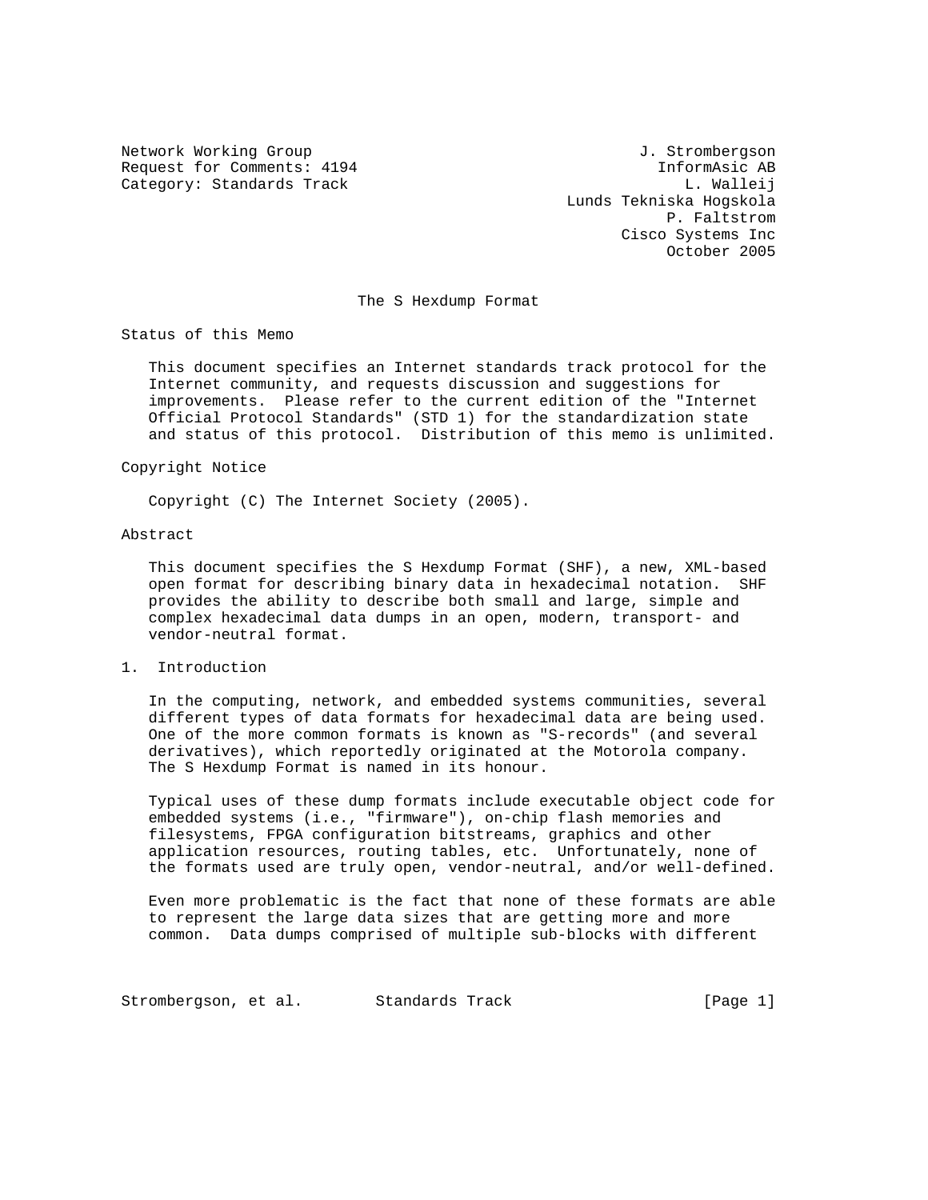Network Working Group
Request for Comments: 4194
Category: Standards Track

J. Strombergson
InformAsic AB
L. Walleij
Lunds Tekniska Hogskola
P. Faltstrom
Cisco Systems Inc
October 2005

# The S Hexdump Format

## Status of this Memo

This document specifies an Internet standards track protocol for the Internet community, and requests discussion and suggestions for improvements. Please refer to the current edition of the "Internet Official Protocol Standards" (STD 1) for the standardization state and status of this protocol. Distribution of this memo is unlimited.

## Copyright Notice

Copyright (C) The Internet Society (2005).

## Abstract

This document specifies the S Hexdump Format (SHF), a new, XML-based open format for describing binary data in hexadecimal notation. SHF provides the ability to describe both small and large, simple and complex hexadecimal data dumps in an open, modern, transport- and vendor-neutral format.

## 1. Introduction

In the computing, network, and embedded systems communities, several different types of data formats for hexadecimal data are being used. One of the more common formats is known as "S-records" (and several derivatives), which reportedly originated at the Motorola company. The S Hexdump Format is named in its honour.

Typical uses of these dump formats include executable object code for embedded systems (i.e., "firmware"), on-chip flash memories and filesystems, FPGA configuration bitstreams, graphics and other application resources, routing tables, etc. Unfortunately, none of the formats used are truly open, vendor-neutral, and/or well-defined.

Even more problematic is the fact that none of these formats are able to represent the large data sizes that are getting more and more common. Data dumps comprised of multiple sub-blocks with different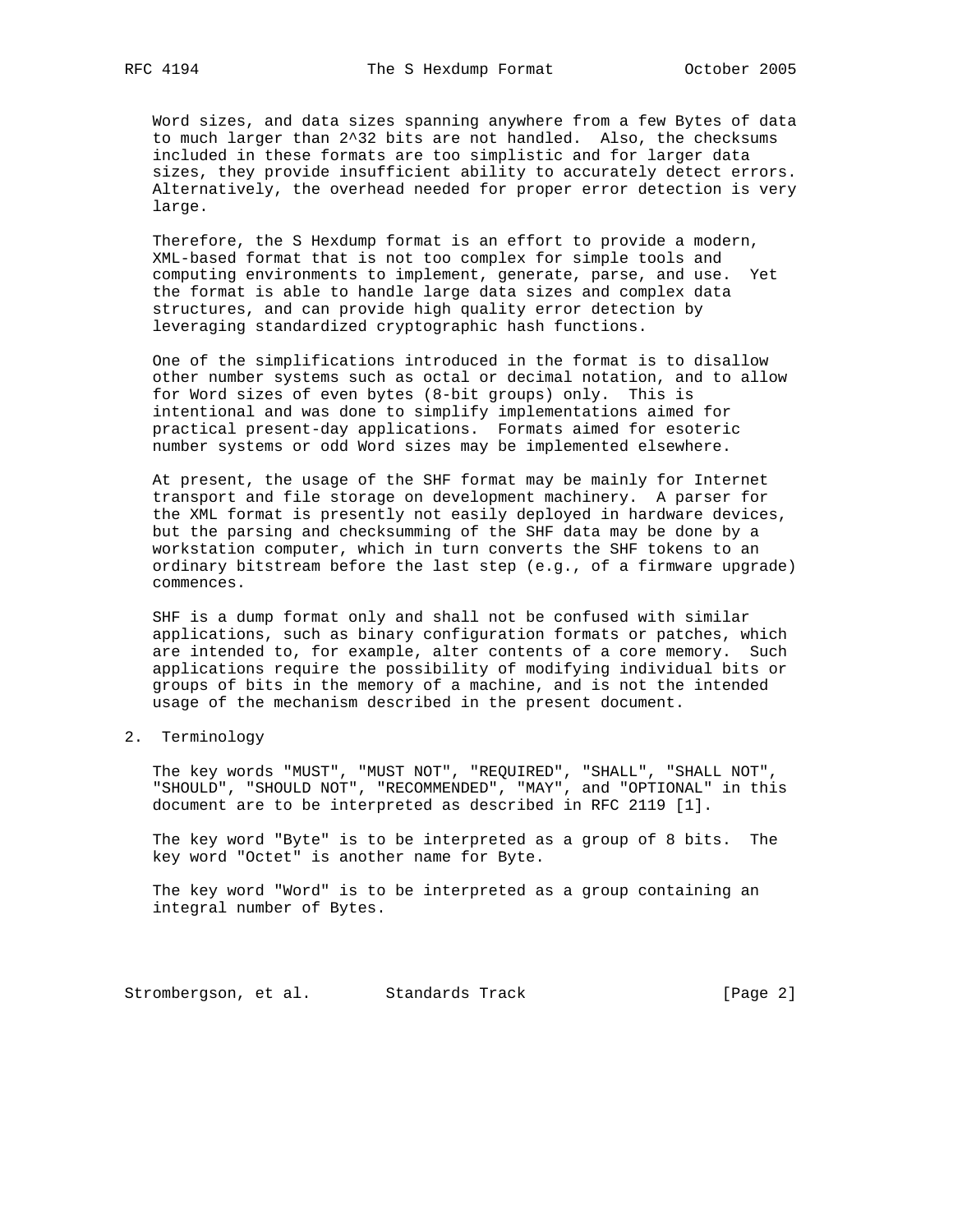Word sizes, and data sizes spanning anywhere from a few Bytes of data to much larger than $2^{32}$ bits are not handled. Also, the checksums included in these formats are too simplistic and for larger data sizes, they provide insufficient ability to accurately detect errors. Alternatively, the overhead needed for proper error detection is very large.

Therefore, the S Hexdump format is an effort to provide a modern, XML-based format that is not too complex for simple tools and computing environments to implement, generate, parse, and use. Yet the format is able to handle large data sizes and complex data structures, and can provide high quality error detection by leveraging standardized cryptographic hash functions.

One of the simplifications introduced in the format is to disallow other number systems such as octal or decimal notation, and to allow for Word sizes of even bytes (8-bit groups) only. This is intentional and was done to simplify implementations aimed for practical present-day applications. Formats aimed for esoteric number systems or odd Word sizes may be implemented elsewhere.

At present, the usage of the SHF format may be mainly for Internet transport and file storage on development machinery. A parser for the XML format is presently not easily deployed in hardware devices, but the parsing and checksumming of the SHF data may be done by a workstation computer, which in turn converts the SHF tokens to an ordinary bitstream before the last step (e.g., of a firmware upgrade) commences.

SHF is a dump format only and shall not be confused with similar applications, such as binary configuration formats or patches, which are intended to, for example, alter contents of a core memory. Such applications require the possibility of modifying individual bits or groups of bits in the memory of a machine, and is not the intended usage of the mechanism described in the present document.

## 2. Terminology

The key words "MUST", "MUST NOT", "REQUIRED", "SHALL", "SHALL NOT", "SHOULD", "SHOULD NOT", "RECOMMENDED", "MAY", and "OPTIONAL" in this document are to be interpreted as described in RFC 2119 [1].

The key word "Byte" is to be interpreted as a group of 8 bits. The key word "Octet" is another name for Byte.

The key word "Word" is to be interpreted as a group containing an integral number of Bytes.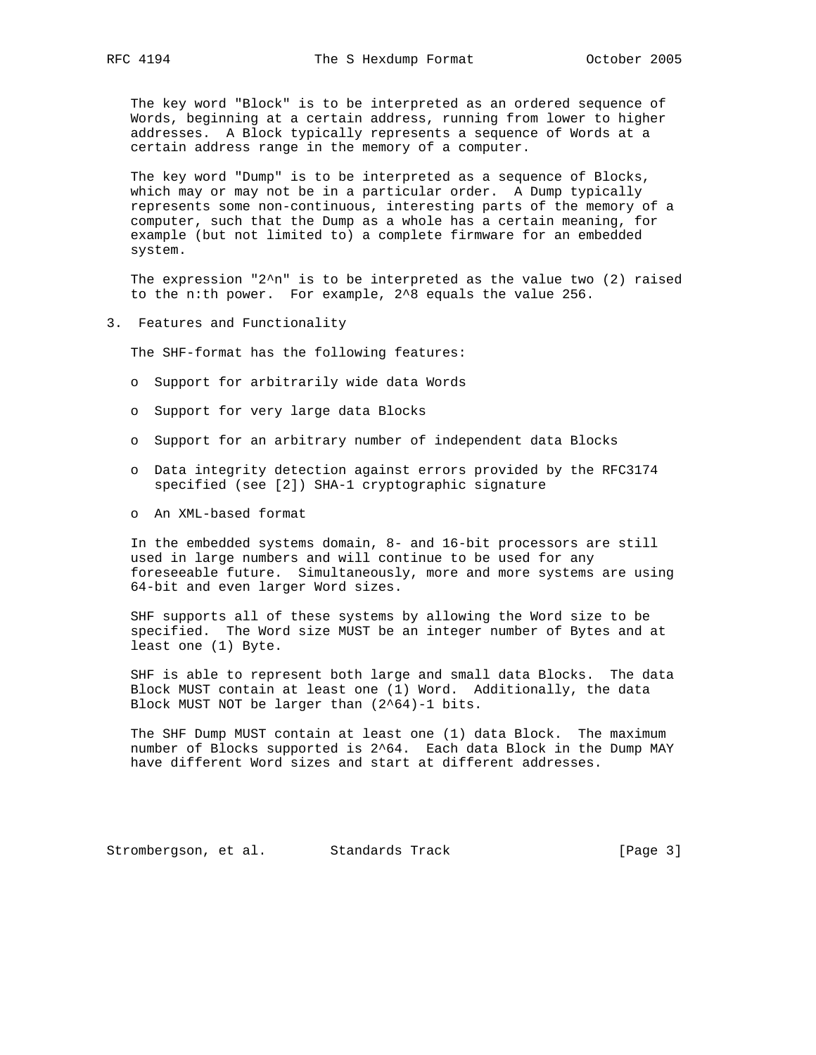The key word "Block" is to be interpreted as an ordered sequence of Words, beginning at a certain address, running from lower to higher addresses. A Block typically represents a sequence of Words at a certain address range in the memory of a computer.

The key word "Dump" is to be interpreted as a sequence of Blocks, which may or may not be in a particular order. A Dump typically represents some non-continuous, interesting parts of the memory of a computer, such that the Dump as a whole has a certain meaning, for example (but not limited to) a complete firmware for an embedded system.

The expression "2^n" is to be interpreted as the value two (2) raised to the n:th power. For example, 2^8 equals the value 256.

## 3. Features and Functionality

The SHF-format has the following features:

- Support for arbitrarily wide data Words
- Support for very large data Blocks
- Support for an arbitrary number of independent data Blocks
- Data integrity detection against errors provided by the RFC3174 specified (see [2]) SHA-1 cryptographic signature
- An XML-based format

In the embedded systems domain, 8- and 16-bit processors are still used in large numbers and will continue to be used for any foreseeable future. Simultaneously, more and more systems are using 64-bit and even larger Word sizes.

SHF supports all of these systems by allowing the Word size to be specified. The Word size MUST be an integer number of Bytes and at least one (1) Byte.

SHF is able to represent both large and small data Blocks. The data Block MUST contain at least one (1) Word. Additionally, the data Block MUST NOT be larger than (2^64)-1 bits.

The SHF Dump MUST contain at least one (1) data Block. The maximum number of Blocks supported is 2^64. Each data Block in the Dump MAY have different Word sizes and start at different addresses.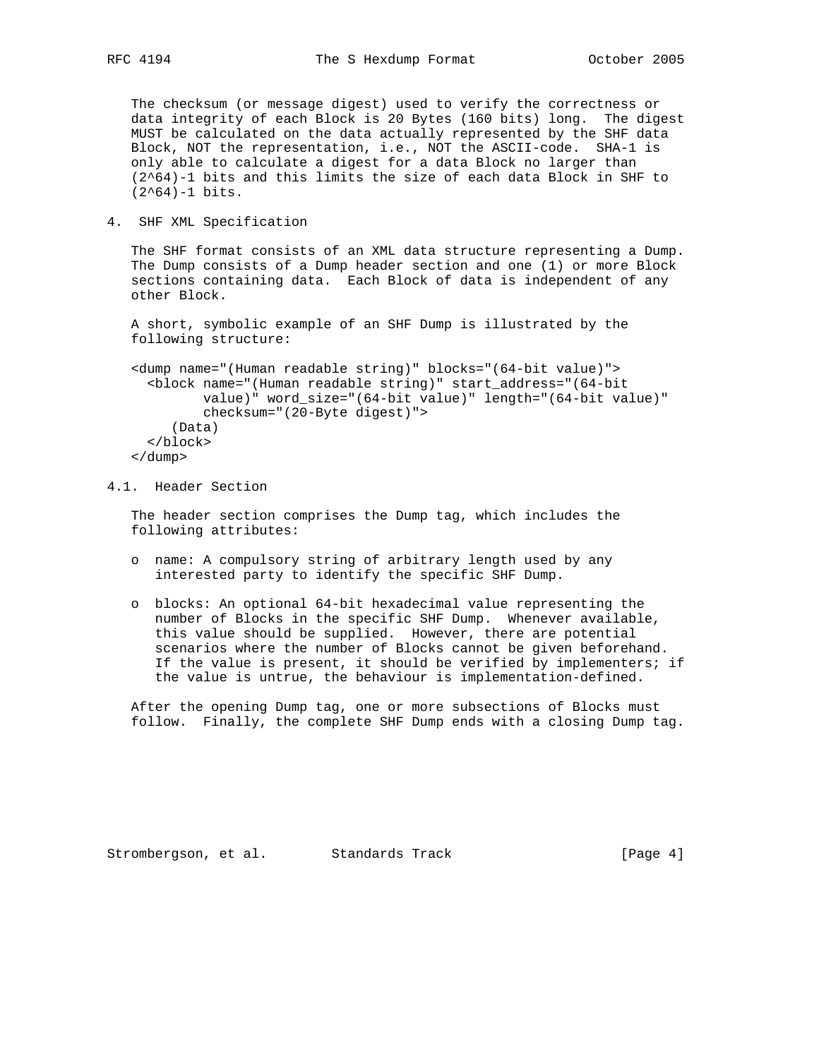The checksum (or message digest) used to verify the correctness or data integrity of each Block is 20 Bytes (160 bits) long. The digest MUST be calculated on the data actually represented by the SHF data Block, NOT the representation, i.e., NOT the ASCII-code. SHA-1 is only able to calculate a digest for a data Block no larger than $(2^{64})-1$ bits and this limits the size of each data Block in SHF to $(2^{64})-1$ bits.

## 4. SHF XML Specification

The SHF format consists of an XML data structure representing a Dump. The Dump consists of a Dump header section and one (1) or more Block sections containing data. Each Block of data is independent of any other Block.

A short, symbolic example of an SHF Dump is illustrated by the following structure:

```
<dump name="(Human readable string)" blocks="(64-bit value)">
  <block name="(Human readable string)" start_address="(64-bit
         value)" word_size="(64-bit value)" length="(64-bit value)"
         checksum="(20-Byte digest)">
     (Data)
  </block>
</dump>
```

### 4.1. Header Section

The header section comprises the Dump tag, which includes the following attributes:

- name: A compulsory string of arbitrary length used by any interested party to identify the specific SHF Dump.

- blocks: An optional 64-bit hexadecimal value representing the number of Blocks in the specific SHF Dump. Whenever available, this value should be supplied. However, there are potential scenarios where the number of Blocks cannot be given beforehand. If the value is present, it should be verified by implementers; if the value is untrue, the behaviour is implementation-defined.

After the opening Dump tag, one or more subsections of Blocks must follow. Finally, the complete SHF Dump ends with a closing Dump tag.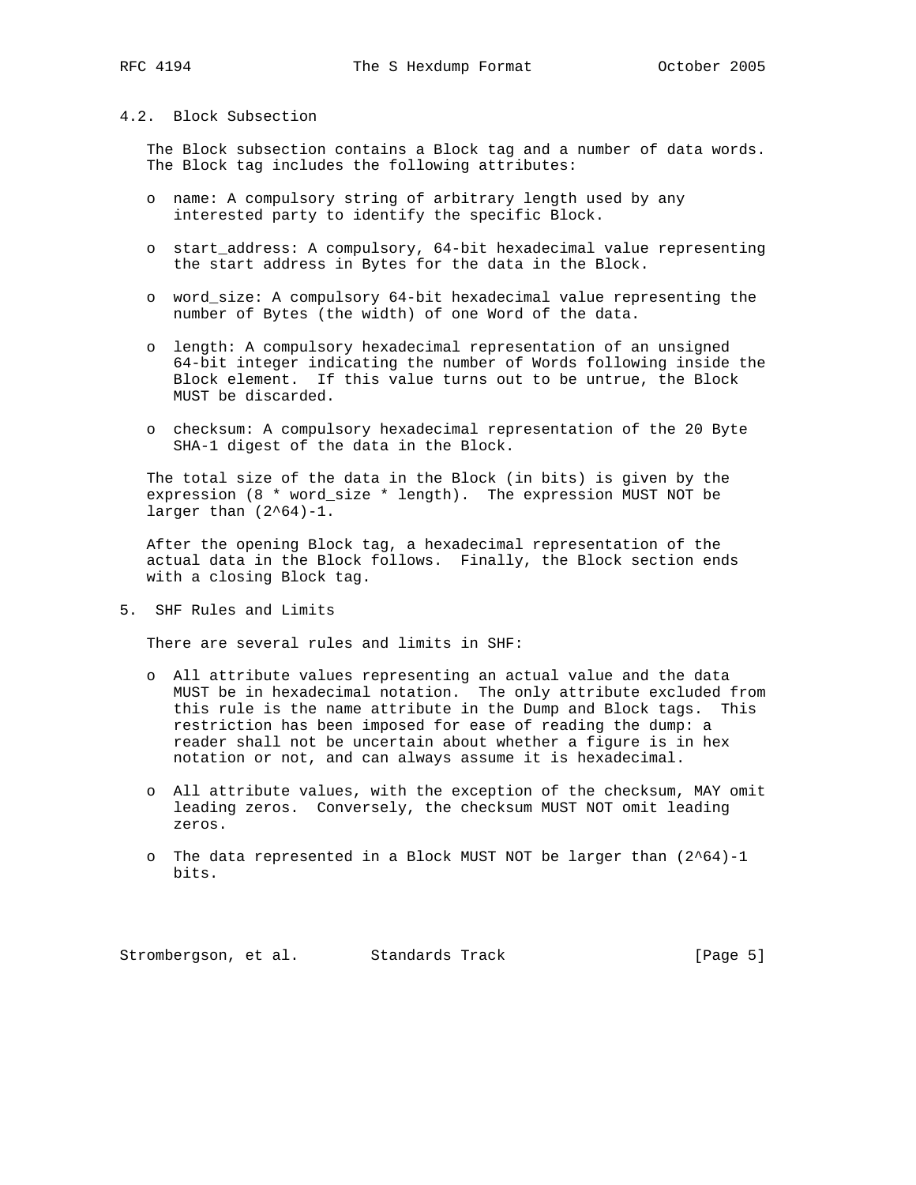### 4.2. Block Subsection

The Block subsection contains a Block tag and a number of data words. The Block tag includes the following attributes:

- name: A compulsory string of arbitrary length used by any interested party to identify the specific Block.
- start_address: A compulsory, 64-bit hexadecimal value representing the start address in Bytes for the data in the Block.
- word_size: A compulsory 64-bit hexadecimal value representing the number of Bytes (the width) of one Word of the data.
- length: A compulsory hexadecimal representation of an unsigned 64-bit integer indicating the number of Words following inside the Block element. If this value turns out to be untrue, the Block MUST be discarded.
- checksum: A compulsory hexadecimal representation of the 20 Byte SHA-1 digest of the data in the Block.

The total size of the data in the Block (in bits) is given by the expression (8 * word_size * length). The expression MUST NOT be larger than $(2^{64})-1$.

After the opening Block tag, a hexadecimal representation of the actual data in the Block follows. Finally, the Block section ends with a closing Block tag.

## 5. SHF Rules and Limits

There are several rules and limits in SHF:

- All attribute values representing an actual value and the data MUST be in hexadecimal notation. The only attribute excluded from this rule is the name attribute in the Dump and Block tags. This restriction has been imposed for ease of reading the dump: a reader shall not be uncertain about whether a figure is in hex notation or not, and can always assume it is hexadecimal.
- All attribute values, with the exception of the checksum, MAY omit leading zeros. Conversely, the checksum MUST NOT omit leading zeros.
- The data represented in a Block MUST NOT be larger than $(2^{64})-1$ bits.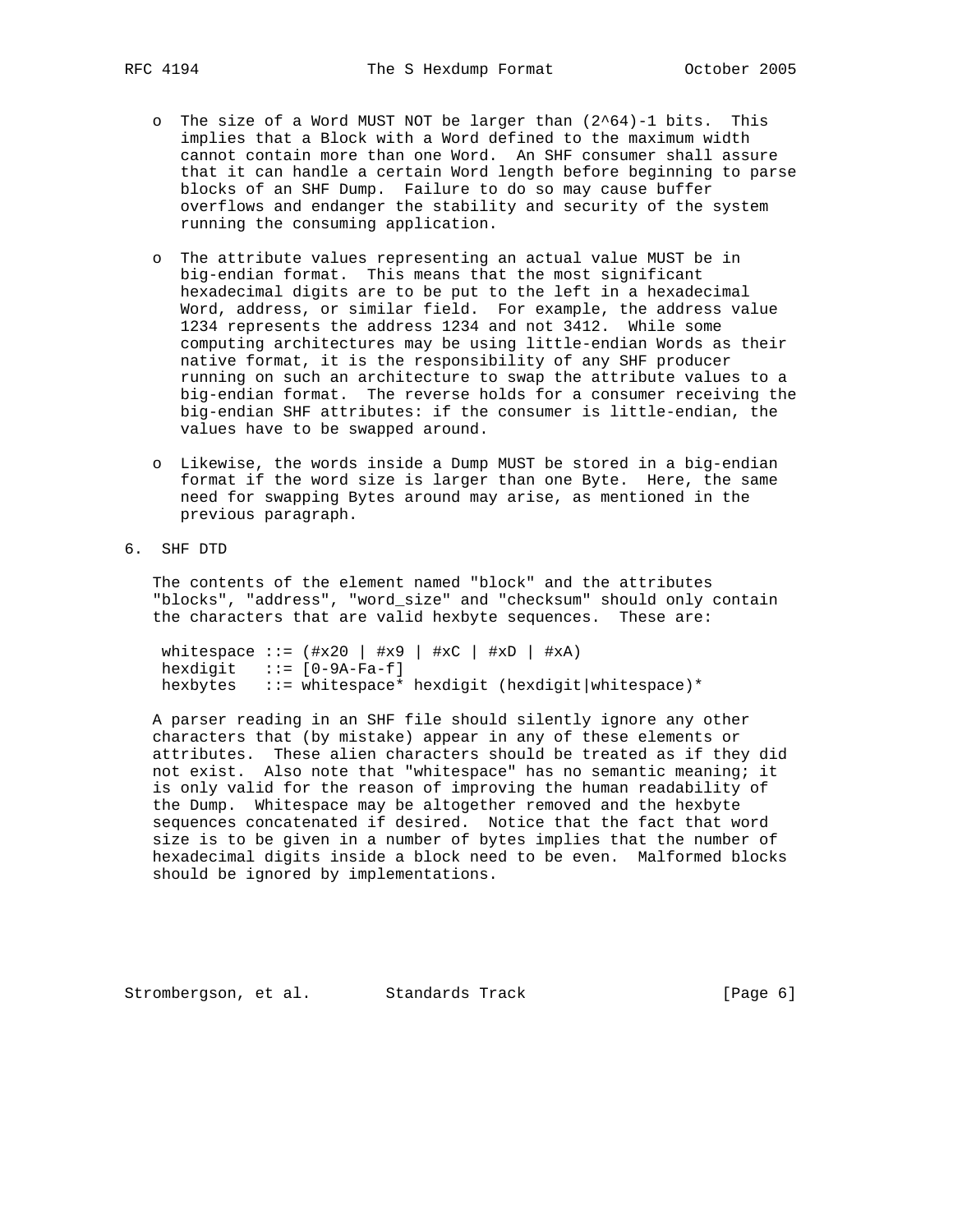- The size of a Word MUST NOT be larger than $(2^{64})-1$ bits. This implies that a Block with a Word defined to the maximum width cannot contain more than one Word. An SHF consumer shall assure that it can handle a certain Word length before beginning to parse blocks of an SHF Dump. Failure to do so may cause buffer overflows and endanger the stability and security of the system running the consuming application.

- The attribute values representing an actual value MUST be in big-endian format. This means that the most significant hexadecimal digits are to be put to the left in a hexadecimal Word, address, or similar field. For example, the address value 1234 represents the address 1234 and not 3412. While some computing architectures may be using little-endian Words as their native format, it is the responsibility of any SHF producer running on such an architecture to swap the attribute values to a big-endian format. The reverse holds for a consumer receiving the big-endian SHF attributes: if the consumer is little-endian, the values have to be swapped around.

- Likewise, the words inside a Dump MUST be stored in a big-endian format if the word size is larger than one Byte. Here, the same need for swapping Bytes around may arise, as mentioned in the previous paragraph.

## 6. SHF DTD

The contents of the element named "block" and the attributes "blocks", "address", "word_size" and "checksum" should only contain the characters that are valid hexbyte sequences. These are:

```
whitespace ::= (#x20 | #x9 | #xC | #xD | #xA)
hexdigit   ::= [0-9A-Fa-f]
hexbytes   ::= whitespace* hexdigit (hexdigit|whitespace)*
```

A parser reading in an SHF file should silently ignore any other characters that (by mistake) appear in any of these elements or attributes. These alien characters should be treated as if they did not exist. Also note that "whitespace" has no semantic meaning; it is only valid for the reason of improving the human readability of the Dump. Whitespace may be altogether removed and the hexbyte sequences concatenated if desired. Notice that the fact that word size is to be given in a number of bytes implies that the number of hexadecimal digits inside a block need to be even. Malformed blocks should be ignored by implementations.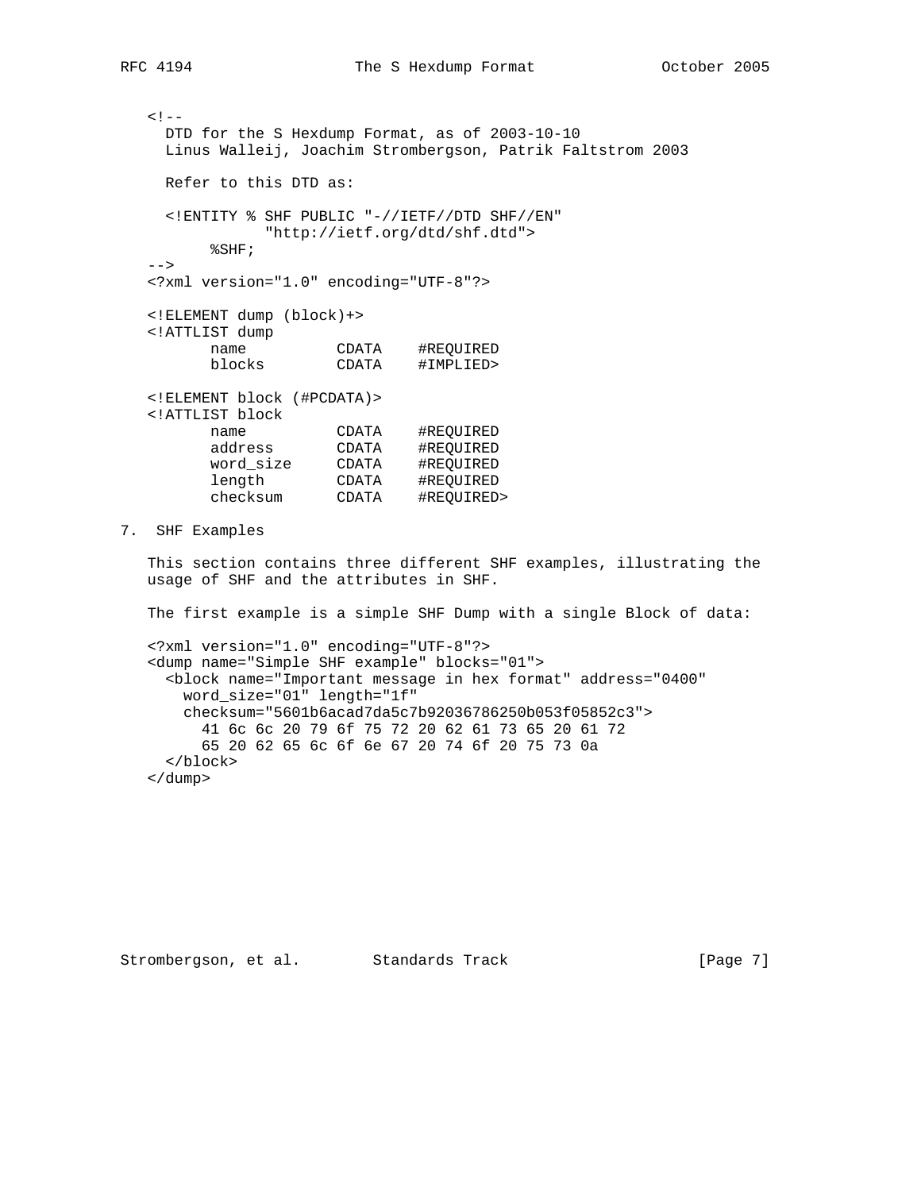```
<!--
  DTD for the S Hexdump Format, as of 2003-10-10
  Linus Walleij, Joachim Strombergson, Patrik Faltstrom 2003

  Refer to this DTD as:

  <!ENTITY % SHF PUBLIC "-//IETF//DTD SHF//EN"
             "http://ietf.org/dtd/shf.dtd">
       %SHF;
-->
<?xml version="1.0" encoding="UTF-8"?>

<!ELEMENT dump (block)+>
<!ATTLIST dump
       name          CDATA    #REQUIRED
       blocks        CDATA    #IMPLIED>

<!ELEMENT block (#PCDATA)>
<!ATTLIST block
       name          CDATA    #REQUIRED
       address       CDATA    #REQUIRED
       word_size     CDATA    #REQUIRED
       length        CDATA    #REQUIRED
       checksum      CDATA    #REQUIRED>
```

## 7. SHF Examples

This section contains three different SHF examples, illustrating the usage of SHF and the attributes in SHF.

The first example is a simple SHF Dump with a single Block of data:

```
<?xml version="1.0" encoding="UTF-8"?>
<dump name="Simple SHF example" blocks="01">
  <block name="Important message in hex format" address="0400"
    word_size="01" length="1f"
    checksum="5601b6acad7da5c7b92036786250b053f05852c3">
      41 6c 6c 20 79 6f 75 72 20 62 61 73 65 20 61 72
      65 20 62 65 6c 6f 6e 67 20 74 6f 20 75 73 0a
  </block>
</dump>
```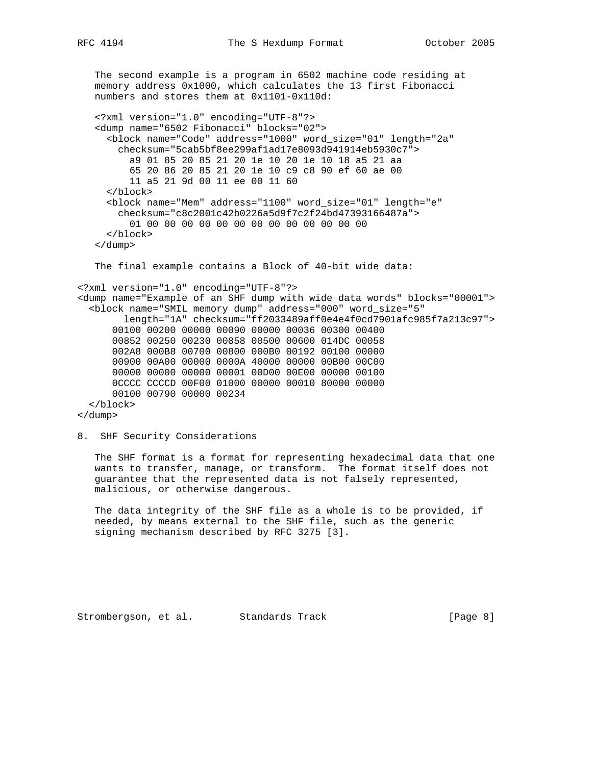The second example is a program in 6502 machine code residing at memory address 0x1000, which calculates the 13 first Fibonacci numbers and stores them at 0x1101-0x110d:

```
<?xml version="1.0" encoding="UTF-8"?>
<dump name="6502 Fibonacci" blocks="02">
  <block name="Code" address="1000" word_size="01" length="2a"
    checksum="5cab5bf8ee299af1ad17e8093d941914eb5930c7">
      a9 01 85 20 85 21 20 1e 10 20 1e 10 18 a5 21 aa
      65 20 86 20 85 21 20 1e 10 c9 c8 90 ef 60 ae 00
      11 a5 21 9d 00 11 ee 00 11 60
  </block>
  <block name="Mem" address="1100" word_size="01" length="e"
    checksum="c8c2001c42b0226a5d9f7c2f24bd47393166487a">
      01 00 00 00 00 00 00 00 00 00 00 00 00 00
  </block>
</dump>
```

The final example contains a Block of 40-bit wide data:

```
<?xml version="1.0" encoding="UTF-8"?>
<dump name="Example of an SHF dump with wide data words" blocks="00001">
  <block name="SMIL memory dump" address="000" word_size="5"
       length="1A" checksum="ff2033489aff0e4e4f0cd7901afc985f7a213c97">
     00100 00200 00000 00090 00000 00036 00300 00400
     00852 00250 00230 00858 00500 00600 014DC 00058
     002A8 000B8 00700 00800 000B0 00192 00100 00000
     00900 00A00 00000 0000A 40000 00000 00B00 00C00
     00000 00000 00000 00001 00D00 00E00 00000 00100
     0CCCC CCCCD 00F00 01000 00000 00010 80000 00000
     00100 00790 00000 00234
  </block>
</dump>
```

## 8. SHF Security Considerations

The SHF format is a format for representing hexadecimal data that one wants to transfer, manage, or transform. The format itself does not guarantee that the represented data is not falsely represented, malicious, or otherwise dangerous.

The data integrity of the SHF file as a whole is to be provided, if needed, by means external to the SHF file, such as the generic signing mechanism described by RFC 3275 [3].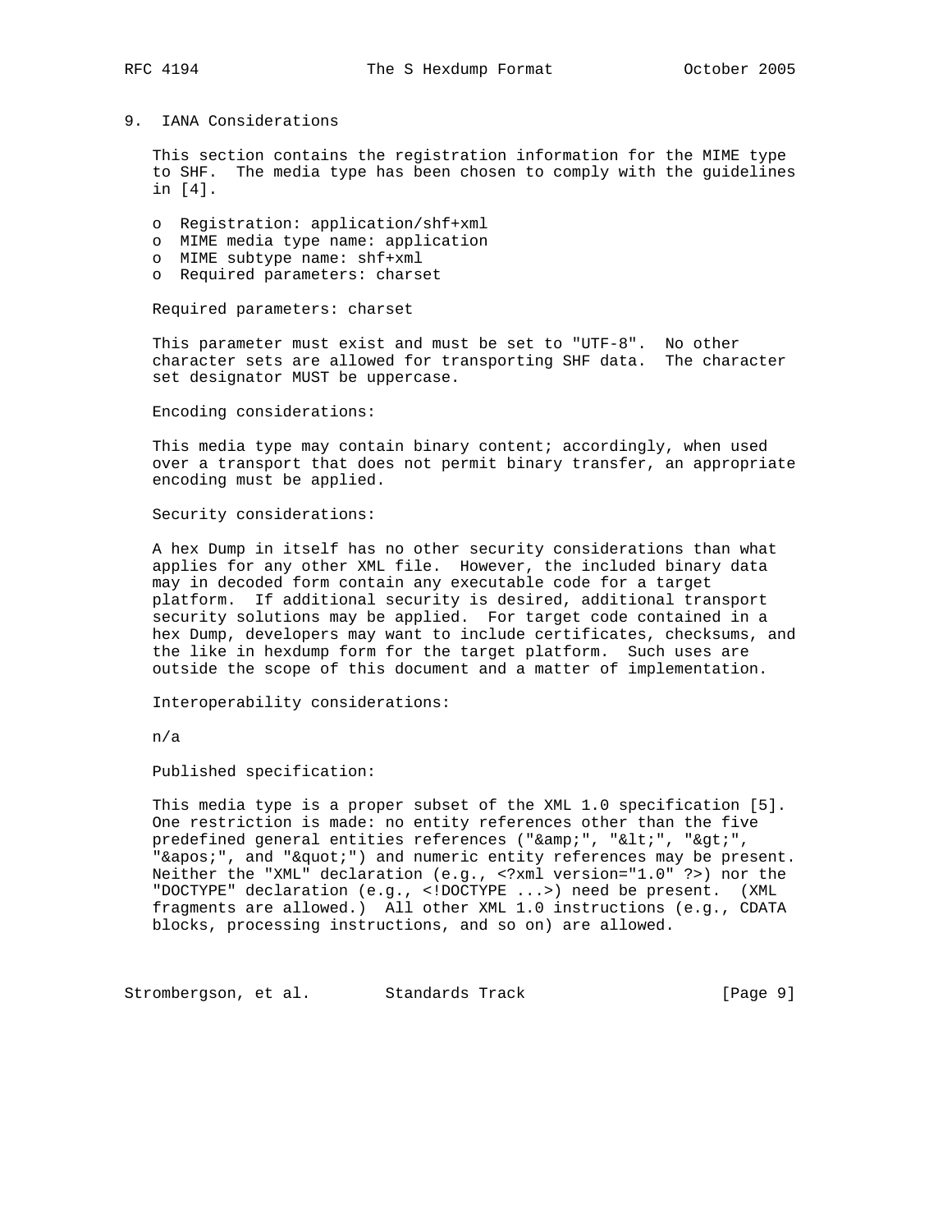## 9. IANA Considerations

This section contains the registration information for the MIME type to SHF. The media type has been chosen to comply with the guidelines in [4].

- Registration: application/shf+xml
- MIME media type name: application
- MIME subtype name: shf+xml
- Required parameters: charset

Required parameters: charset

This parameter must exist and must be set to "UTF-8". No other character sets are allowed for transporting SHF data. The character set designator MUST be uppercase.

Encoding considerations:

This media type may contain binary content; accordingly, when used over a transport that does not permit binary transfer, an appropriate encoding must be applied.

Security considerations:

A hex Dump in itself has no other security considerations than what applies for any other XML file. However, the included binary data may in decoded form contain any executable code for a target platform. If additional security is desired, additional transport security solutions may be applied. For target code contained in a hex Dump, developers may want to include certificates, checksums, and the like in hexdump form for the target platform. Such uses are outside the scope of this document and a matter of implementation.

Interoperability considerations:

n/a

Published specification:

This media type is a proper subset of the XML 1.0 specification [5]. One restriction is made: no entity references other than the five predefined general entities references ("&amp;", "&lt;", "&gt;", "&apos;", and "&quot;") and numeric entity references may be present. Neither the "XML" declaration (e.g., <?xml version="1.0" ?>) nor the "DOCTYPE" declaration (e.g., <!DOCTYPE ...>) need be present. (XML fragments are allowed.) All other XML 1.0 instructions (e.g., CDATA blocks, processing instructions, and so on) are allowed.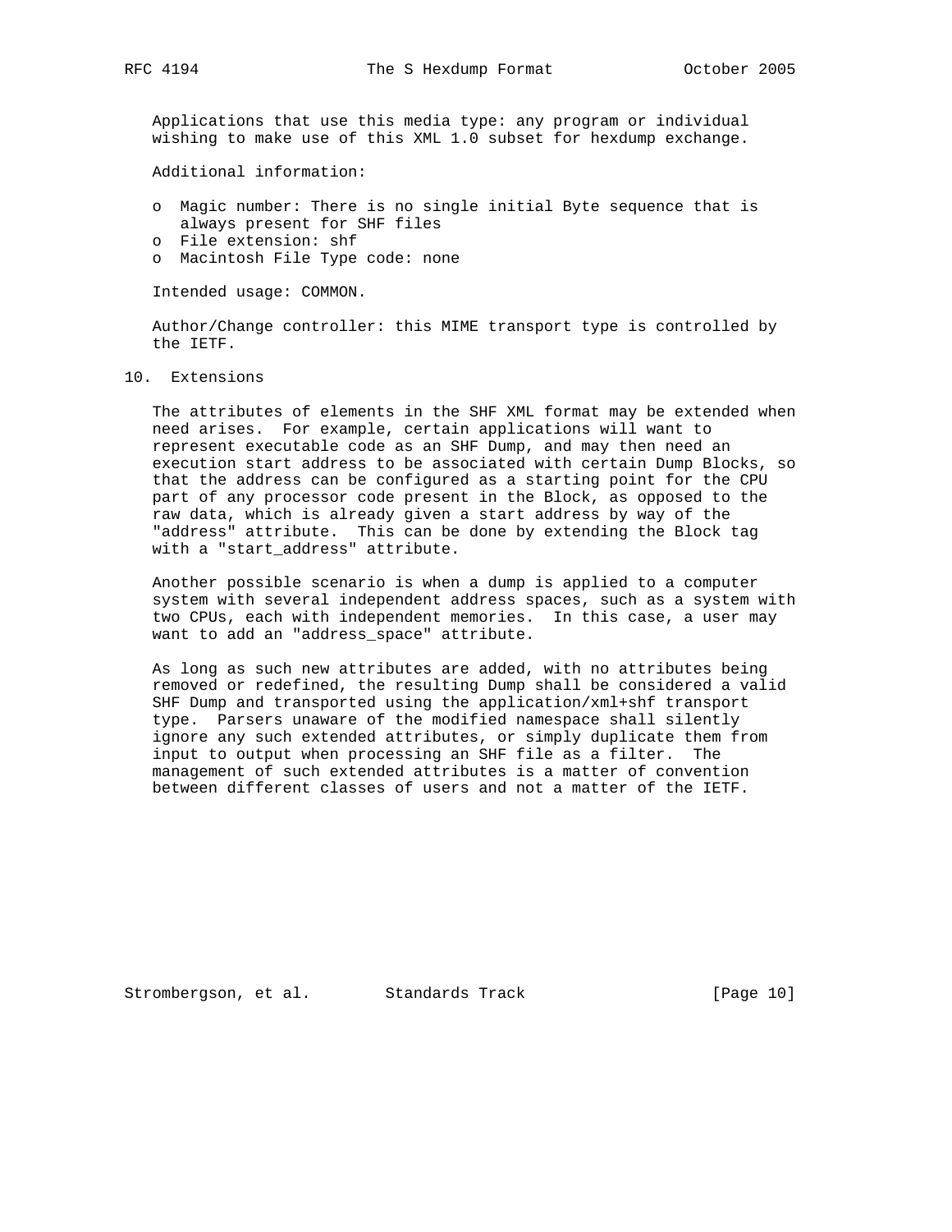Applications that use this media type: any program or individual wishing to make use of this XML 1.0 subset for hexdump exchange.

Additional information:

- Magic number: There is no single initial Byte sequence that is always present for SHF files
- File extension: shf
- Macintosh File Type code: none

Intended usage: COMMON.

Author/Change controller: this MIME transport type is controlled by the IETF.

## 10. Extensions

The attributes of elements in the SHF XML format may be extended when need arises. For example, certain applications will want to represent executable code as an SHF Dump, and may then need an execution start address to be associated with certain Dump Blocks, so that the address can be configured as a starting point for the CPU part of any processor code present in the Block, as opposed to the raw data, which is already given a start address by way of the "address" attribute. This can be done by extending the Block tag with a "start_address" attribute.

Another possible scenario is when a dump is applied to a computer system with several independent address spaces, such as a system with two CPUs, each with independent memories. In this case, a user may want to add an "address_space" attribute.

As long as such new attributes are added, with no attributes being removed or redefined, the resulting Dump shall be considered a valid SHF Dump and transported using the application/xml+shf transport type. Parsers unaware of the modified namespace shall silently ignore any such extended attributes, or simply duplicate them from input to output when processing an SHF file as a filter. The management of such extended attributes is a matter of convention between different classes of users and not a matter of the IETF.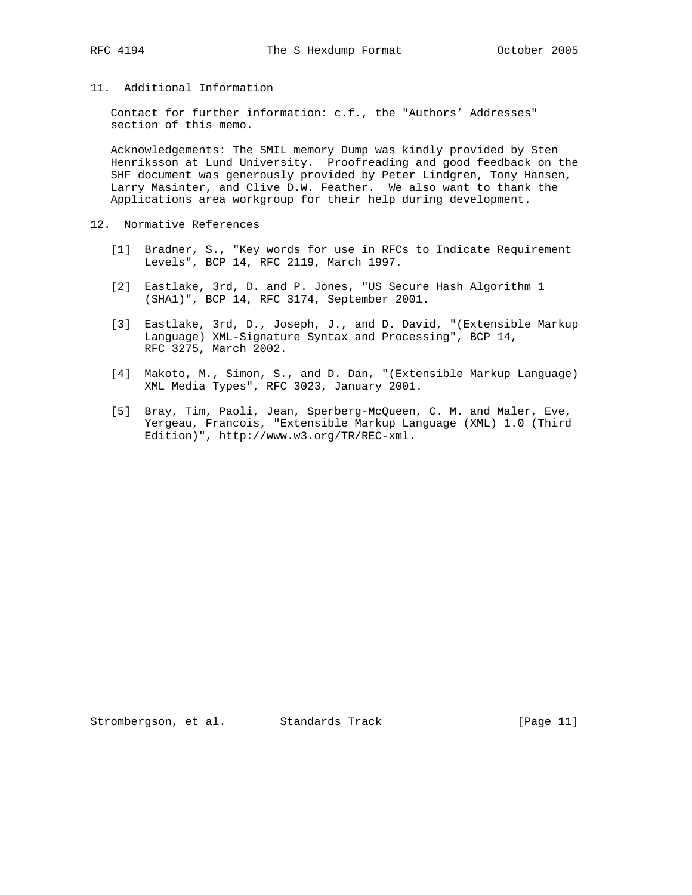## 11. Additional Information

Contact for further information: c.f., the "Authors' Addresses" section of this memo.

Acknowledgements: The SMIL memory Dump was kindly provided by Sten Henriksson at Lund University. Proofreading and good feedback on the SHF document was generously provided by Peter Lindgren, Tony Hansen, Larry Masinter, and Clive D.W. Feather. We also want to thank the Applications area workgroup for their help during development.

## 12. Normative References

[1] Bradner, S., "Key words for use in RFCs to Indicate Requirement Levels", BCP 14, RFC 2119, March 1997.

[2] Eastlake, 3rd, D. and P. Jones, "US Secure Hash Algorithm 1 (SHA1)", BCP 14, RFC 3174, September 2001.

[3] Eastlake, 3rd, D., Joseph, J., and D. David, "(Extensible Markup Language) XML-Signature Syntax and Processing", BCP 14, RFC 3275, March 2002.

[4] Makoto, M., Simon, S., and D. Dan, "(Extensible Markup Language) XML Media Types", RFC 3023, January 2001.

[5] Bray, Tim, Paoli, Jean, Sperberg-McQueen, C. M. and Maler, Eve, Yergeau, Francois, "Extensible Markup Language (XML) 1.0 (Third Edition)", http://www.w3.org/TR/REC-xml.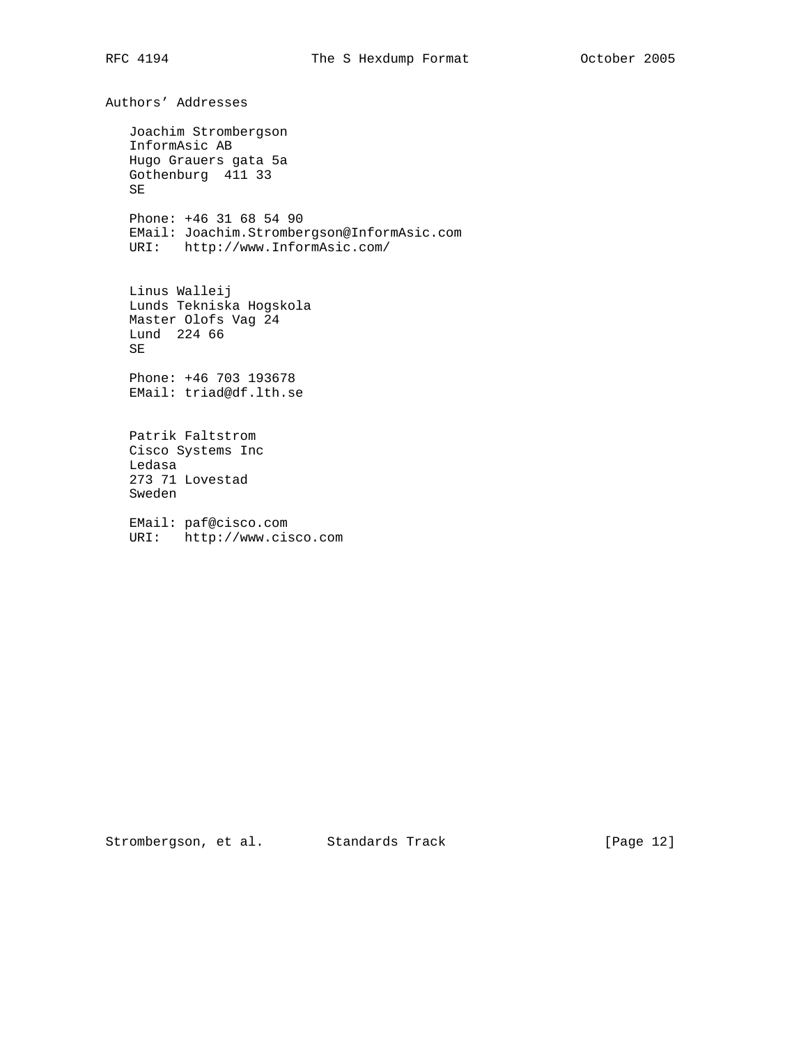## Authors' Addresses

Joachim Strombergson
InformAsic AB
Hugo Grauers gata 5a
Gothenburg  411 33
SE

Phone: +46 31 68 54 90
EMail: Joachim.Strombergson@InformAsic.com
URI:   http://www.InformAsic.com/

Linus Walleij
Lunds Tekniska Hogskola
Master Olofs Vag 24
Lund  224 66
SE

Phone: +46 703 193678
EMail: triad@df.lth.se

Patrik Faltstrom
Cisco Systems Inc
Ledasa
273 71 Lovestad
Sweden

EMail: paf@cisco.com
URI:   http://www.cisco.com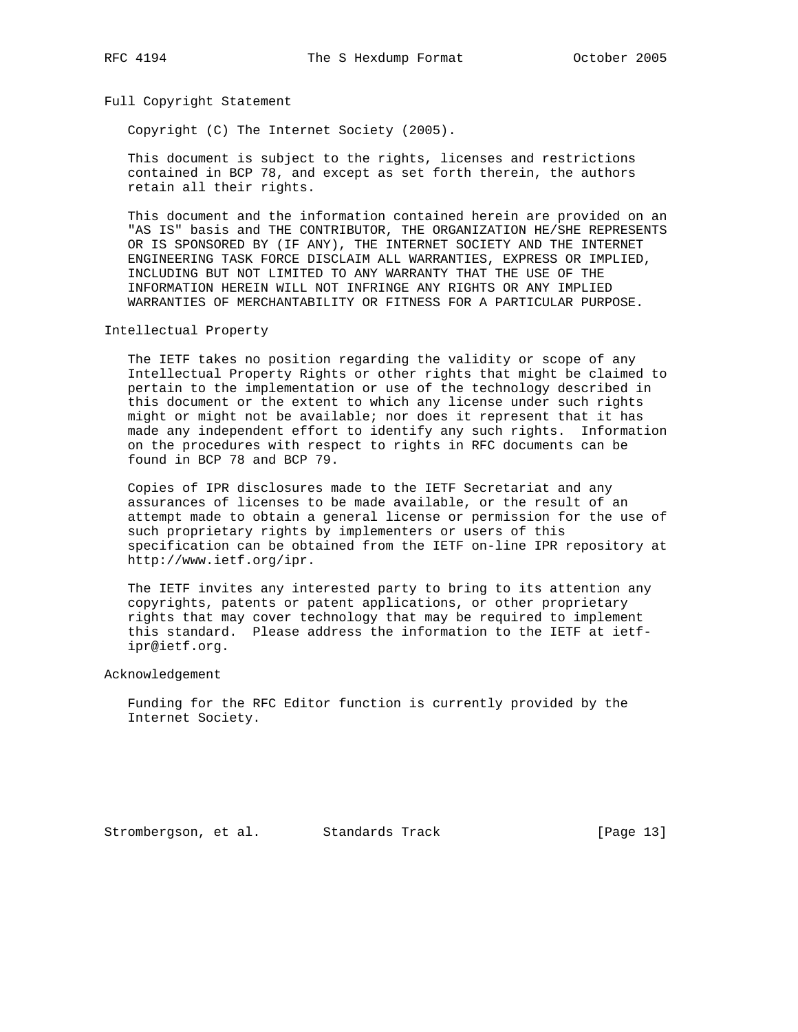## Full Copyright Statement

Copyright (C) The Internet Society (2005).

This document is subject to the rights, licenses and restrictions contained in BCP 78, and except as set forth therein, the authors retain all their rights.

This document and the information contained herein are provided on an "AS IS" basis and THE CONTRIBUTOR, THE ORGANIZATION HE/SHE REPRESENTS OR IS SPONSORED BY (IF ANY), THE INTERNET SOCIETY AND THE INTERNET ENGINEERING TASK FORCE DISCLAIM ALL WARRANTIES, EXPRESS OR IMPLIED, INCLUDING BUT NOT LIMITED TO ANY WARRANTY THAT THE USE OF THE INFORMATION HEREIN WILL NOT INFRINGE ANY RIGHTS OR ANY IMPLIED WARRANTIES OF MERCHANTABILITY OR FITNESS FOR A PARTICULAR PURPOSE.

## Intellectual Property

The IETF takes no position regarding the validity or scope of any Intellectual Property Rights or other rights that might be claimed to pertain to the implementation or use of the technology described in this document or the extent to which any license under such rights might or might not be available; nor does it represent that it has made any independent effort to identify any such rights. Information on the procedures with respect to rights in RFC documents can be found in BCP 78 and BCP 79.

Copies of IPR disclosures made to the IETF Secretariat and any assurances of licenses to be made available, or the result of an attempt made to obtain a general license or permission for the use of such proprietary rights by implementers or users of this specification can be obtained from the IETF on-line IPR repository at http://www.ietf.org/ipr.

The IETF invites any interested party to bring to its attention any copyrights, patents or patent applications, or other proprietary rights that may cover technology that may be required to implement this standard. Please address the information to the IETF at ietf-ipr@ietf.org.

## Acknowledgement

Funding for the RFC Editor function is currently provided by the Internet Society.